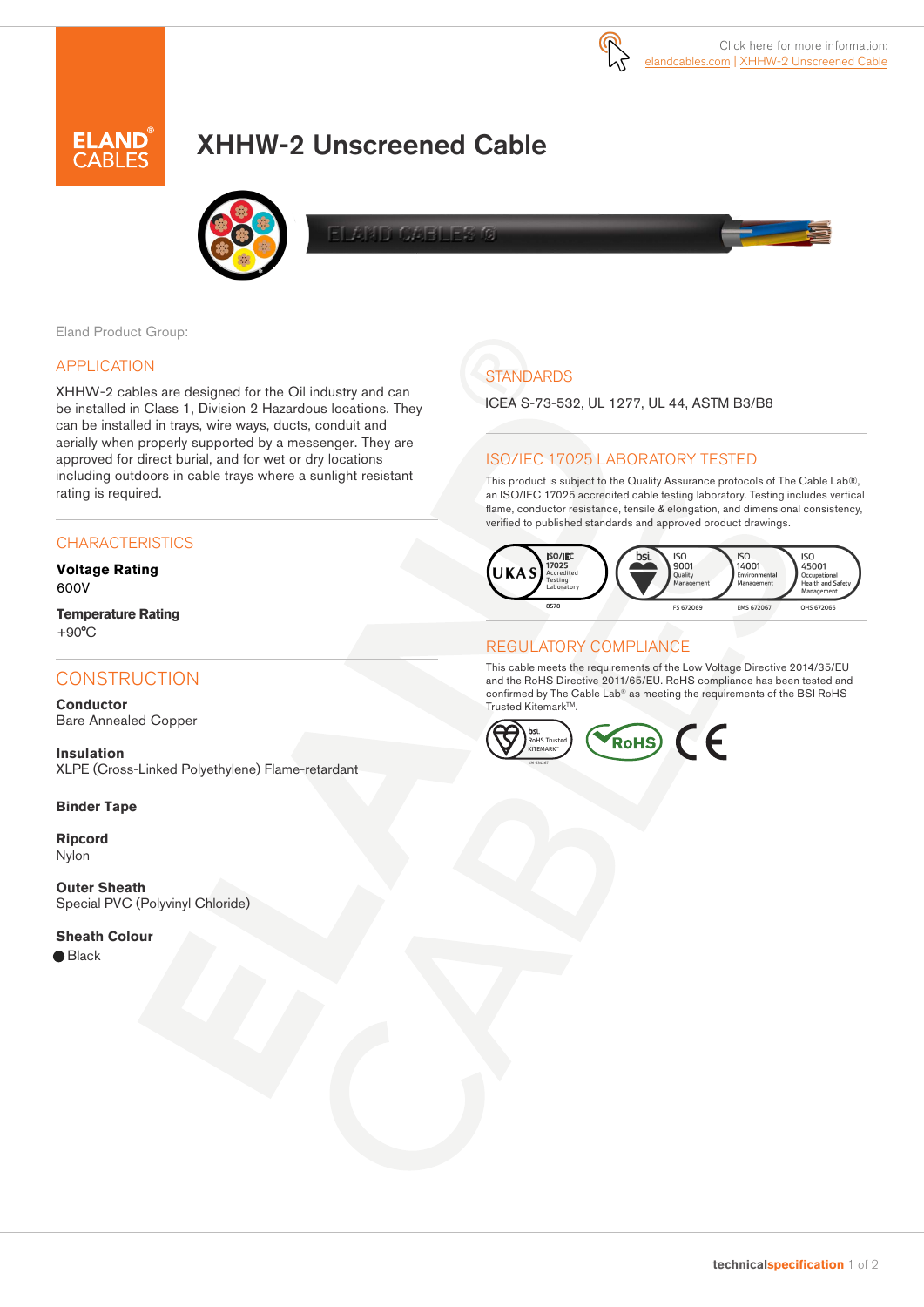Click here for more information:
elandcables.com | XHHW-2 Unscreened Cable

ELAND CABLES

# XHHW-2 Unscreened Cable

Eland Product Group:

## APPLICATION

XHHW-2 cables are designed for the Oil industry and can be installed in Class 1, Division 2 Hazardous locations. They can be installed in trays, wire ways, ducts, conduit and aerially when properly supported by a messenger. They are approved for direct burial, and for wet or dry locations including outdoors in cable trays where a sunlight resistant rating is required.

## CHARACTERISTICS

**Voltage Rating**
600V

**Temperature Rating**
+90°C

## CONSTRUCTION

**Conductor**
Bare Annealed Copper

**Insulation**
XLPE (Cross-Linked Polyethylene) Flame-retardant

**Binder Tape**

**Ripcord**
Nylon

**Outer Sheath**
Special PVC (Polyvinyl Chloride)

**Sheath Colour**
● Black

## STANDARDS

ICEA S-73-532, UL 1277, UL 44, ASTM B3/B8

## ISO/IEC 17025 LABORATORY TESTED

This product is subject to the Quality Assurance protocols of The Cable Lab®, an ISO/IEC 17025 accredited cable testing laboratory. Testing includes vertical flame, conductor resistance, tensile & elongation, and dimensional consistency, verified to published standards and approved product drawings.

UKAS ISO/IEC 17025 Accredited Testing Laboratory 8578 | bsi. ISO 9001 Quality Management FS 672069 | ISO 14001 Environmental Management EMS 672067 | ISO 45001 Occupational Health and Safety Management OHS 672066

## REGULATORY COMPLIANCE

This cable meets the requirements of the Low Voltage Directive 2014/35/EU and the RoHS Directive 2011/65/EU. RoHS compliance has been tested and confirmed by The Cable Lab® as meeting the requirements of the BSI RoHS Trusted Kitemark™.

bsi. RoHS Trusted KITEMARK™ | RoHS | CE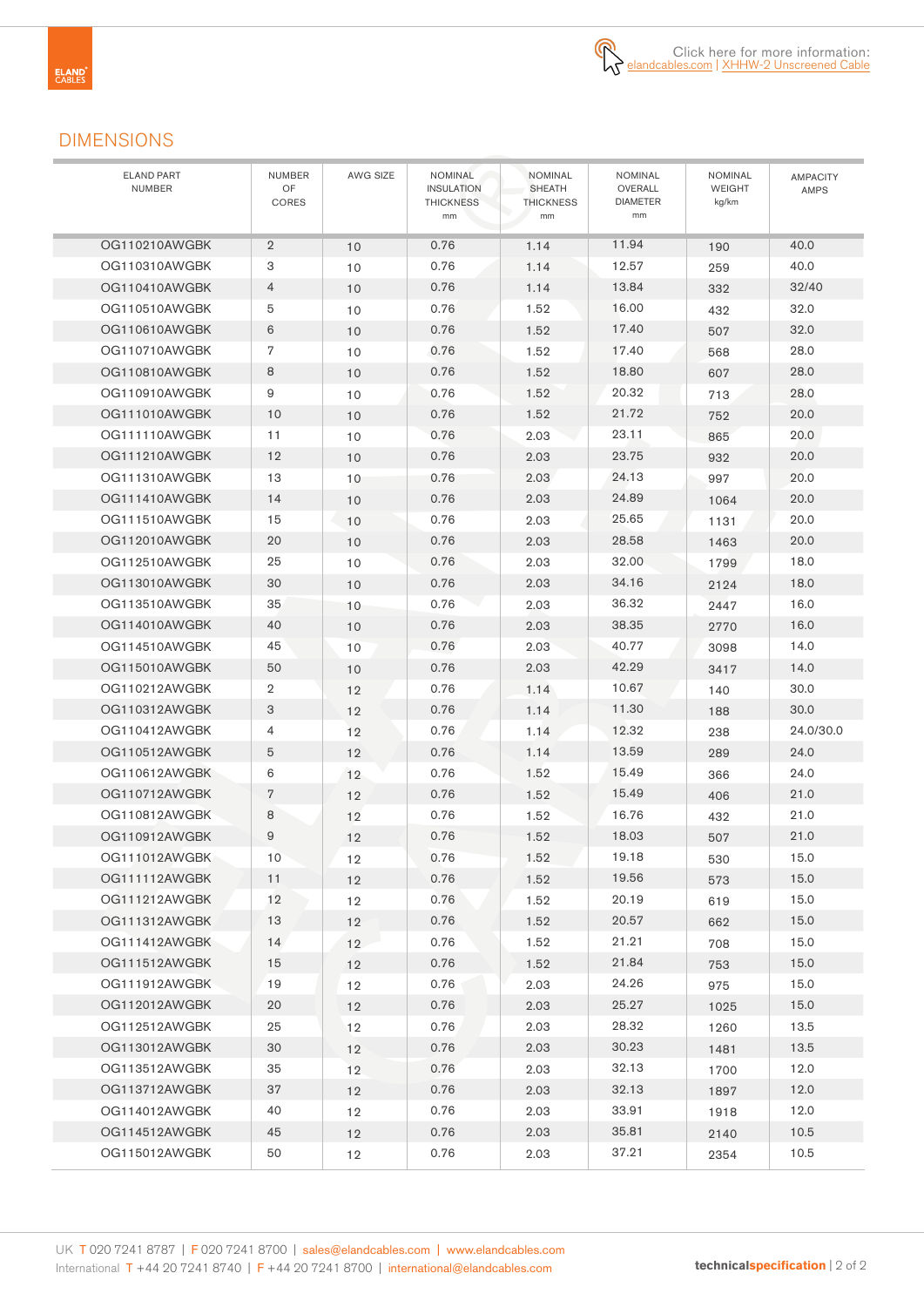Click here for more information: elandcables.com | XHHW-2 Unscreened Cable

## DIMENSIONS

| ELAND PART NUMBER | NUMBER OF CORES | AWG SIZE | NOMINAL INSULATION THICKNESS mm | NOMINAL SHEATH THICKNESS mm | NOMINAL OVERALL DIAMETER mm | NOMINAL WEIGHT kg/km | AMPACITY AMPS |
|---|---|---|---|---|---|---|---|
| OG110210AWGBK | 2 | 10 | 0.76 | 1.14 | 11.94 | 190 | 40.0 |
| OG110310AWGBK | 3 | 10 | 0.76 | 1.14 | 12.57 | 259 | 40.0 |
| OG110410AWGBK | 4 | 10 | 0.76 | 1.14 | 13.84 | 332 | 32/40 |
| OG110510AWGBK | 5 | 10 | 0.76 | 1.52 | 16.00 | 432 | 32.0 |
| OG110610AWGBK | 6 | 10 | 0.76 | 1.52 | 17.40 | 507 | 32.0 |
| OG110710AWGBK | 7 | 10 | 0.76 | 1.52 | 17.40 | 568 | 28.0 |
| OG110810AWGBK | 8 | 10 | 0.76 | 1.52 | 18.80 | 607 | 28.0 |
| OG110910AWGBK | 9 | 10 | 0.76 | 1.52 | 20.32 | 713 | 28.0 |
| OG111010AWGBK | 10 | 10 | 0.76 | 1.52 | 21.72 | 752 | 20.0 |
| OG111110AWGBK | 11 | 10 | 0.76 | 2.03 | 23.11 | 865 | 20.0 |
| OG111210AWGBK | 12 | 10 | 0.76 | 2.03 | 23.75 | 932 | 20.0 |
| OG111310AWGBK | 13 | 10 | 0.76 | 2.03 | 24.13 | 997 | 20.0 |
| OG111410AWGBK | 14 | 10 | 0.76 | 2.03 | 24.89 | 1064 | 20.0 |
| OG111510AWGBK | 15 | 10 | 0.76 | 2.03 | 25.65 | 1131 | 20.0 |
| OG112010AWGBK | 20 | 10 | 0.76 | 2.03 | 28.58 | 1463 | 20.0 |
| OG112510AWGBK | 25 | 10 | 0.76 | 2.03 | 32.00 | 1799 | 18.0 |
| OG113010AWGBK | 30 | 10 | 0.76 | 2.03 | 34.16 | 2124 | 18.0 |
| OG113510AWGBK | 35 | 10 | 0.76 | 2.03 | 36.32 | 2447 | 16.0 |
| OG114010AWGBK | 40 | 10 | 0.76 | 2.03 | 38.35 | 2770 | 16.0 |
| OG114510AWGBK | 45 | 10 | 0.76 | 2.03 | 40.77 | 3098 | 14.0 |
| OG115010AWGBK | 50 | 10 | 0.76 | 2.03 | 42.29 | 3417 | 14.0 |
| OG110212AWGBK | 2 | 12 | 0.76 | 1.14 | 10.67 | 140 | 30.0 |
| OG110312AWGBK | 3 | 12 | 0.76 | 1.14 | 11.30 | 188 | 30.0 |
| OG110412AWGBK | 4 | 12 | 0.76 | 1.14 | 12.32 | 238 | 24.0/30.0 |
| OG110512AWGBK | 5 | 12 | 0.76 | 1.14 | 13.59 | 289 | 24.0 |
| OG110612AWGBK | 6 | 12 | 0.76 | 1.52 | 15.49 | 366 | 24.0 |
| OG110712AWGBK | 7 | 12 | 0.76 | 1.52 | 15.49 | 406 | 21.0 |
| OG110812AWGBK | 8 | 12 | 0.76 | 1.52 | 16.76 | 432 | 21.0 |
| OG110912AWGBK | 9 | 12 | 0.76 | 1.52 | 18.03 | 507 | 21.0 |
| OG111012AWGBK | 10 | 12 | 0.76 | 1.52 | 19.18 | 530 | 15.0 |
| OG111112AWGBK | 11 | 12 | 0.76 | 1.52 | 19.56 | 573 | 15.0 |
| OG111212AWGBK | 12 | 12 | 0.76 | 1.52 | 20.19 | 619 | 15.0 |
| OG111312AWGBK | 13 | 12 | 0.76 | 1.52 | 20.57 | 662 | 15.0 |
| OG111412AWGBK | 14 | 12 | 0.76 | 1.52 | 21.21 | 708 | 15.0 |
| OG111512AWGBK | 15 | 12 | 0.76 | 1.52 | 21.84 | 753 | 15.0 |
| OG111912AWGBK | 19 | 12 | 0.76 | 2.03 | 24.26 | 975 | 15.0 |
| OG112012AWGBK | 20 | 12 | 0.76 | 2.03 | 25.27 | 1025 | 15.0 |
| OG112512AWGBK | 25 | 12 | 0.76 | 2.03 | 28.32 | 1260 | 13.5 |
| OG113012AWGBK | 30 | 12 | 0.76 | 2.03 | 30.23 | 1481 | 13.5 |
| OG113512AWGBK | 35 | 12 | 0.76 | 2.03 | 32.13 | 1700 | 12.0 |
| OG113712AWGBK | 37 | 12 | 0.76 | 2.03 | 32.13 | 1897 | 12.0 |
| OG114012AWGBK | 40 | 12 | 0.76 | 2.03 | 33.91 | 1918 | 12.0 |
| OG114512AWGBK | 45 | 12 | 0.76 | 2.03 | 35.81 | 2140 | 10.5 |
| OG115012AWGBK | 50 | 12 | 0.76 | 2.03 | 37.21 | 2354 | 10.5 |

UK T 020 7241 8787 | F 020 7241 8700 | sales@elandcables.com | www.elandcables.com
International T +44 20 7241 8740 | F +44 20 7241 8700 | international@elandcables.com